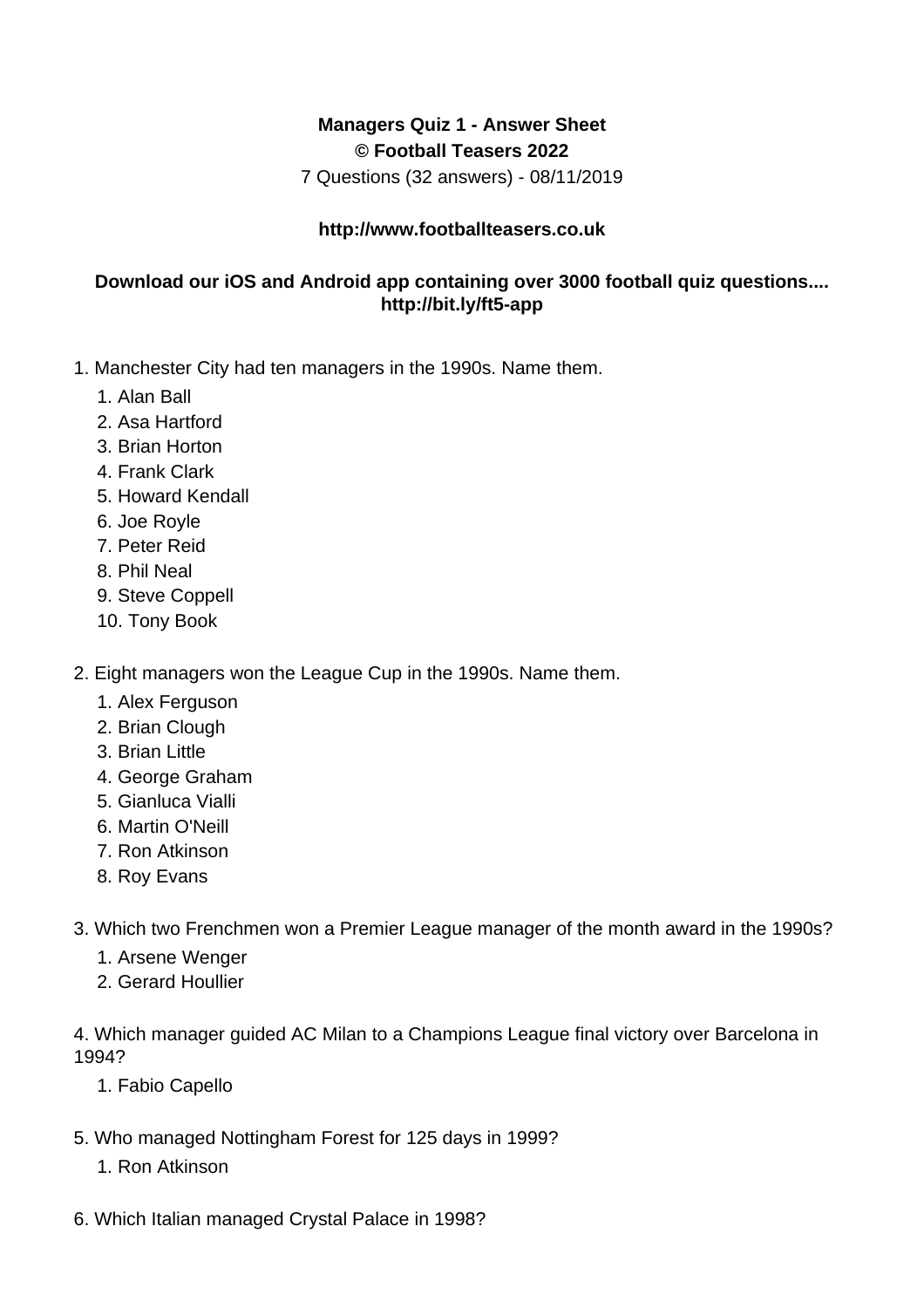**Managers Quiz 1 - Answer Sheet**
**© Football Teasers 2022**
7 Questions (32 answers) - 08/11/2019

**http://www.footballteasers.co.uk**

**Download our iOS and Android app containing over 3000 football quiz questions.... http://bit.ly/ft5-app**

1. Manchester City had ten managers in the 1990s. Name them.
    1. Alan Ball
    2. Asa Hartford
    3. Brian Horton
    4. Frank Clark
    5. Howard Kendall
    6. Joe Royle
    7. Peter Reid
    8. Phil Neal
    9. Steve Coppell
    10. Tony Book

2. Eight managers won the League Cup in the 1990s. Name them.
    1. Alex Ferguson
    2. Brian Clough
    3. Brian Little
    4. George Graham
    5. Gianluca Vialli
    6. Martin O'Neill
    7. Ron Atkinson
    8. Roy Evans

3. Which two Frenchmen won a Premier League manager of the month award in the 1990s?
    1. Arsene Wenger
    2. Gerard Houllier

4. Which manager guided AC Milan to a Champions League final victory over Barcelona in 1994?
    1. Fabio Capello

5. Who managed Nottingham Forest for 125 days in 1999?
    1. Ron Atkinson

6. Which Italian managed Crystal Palace in 1998?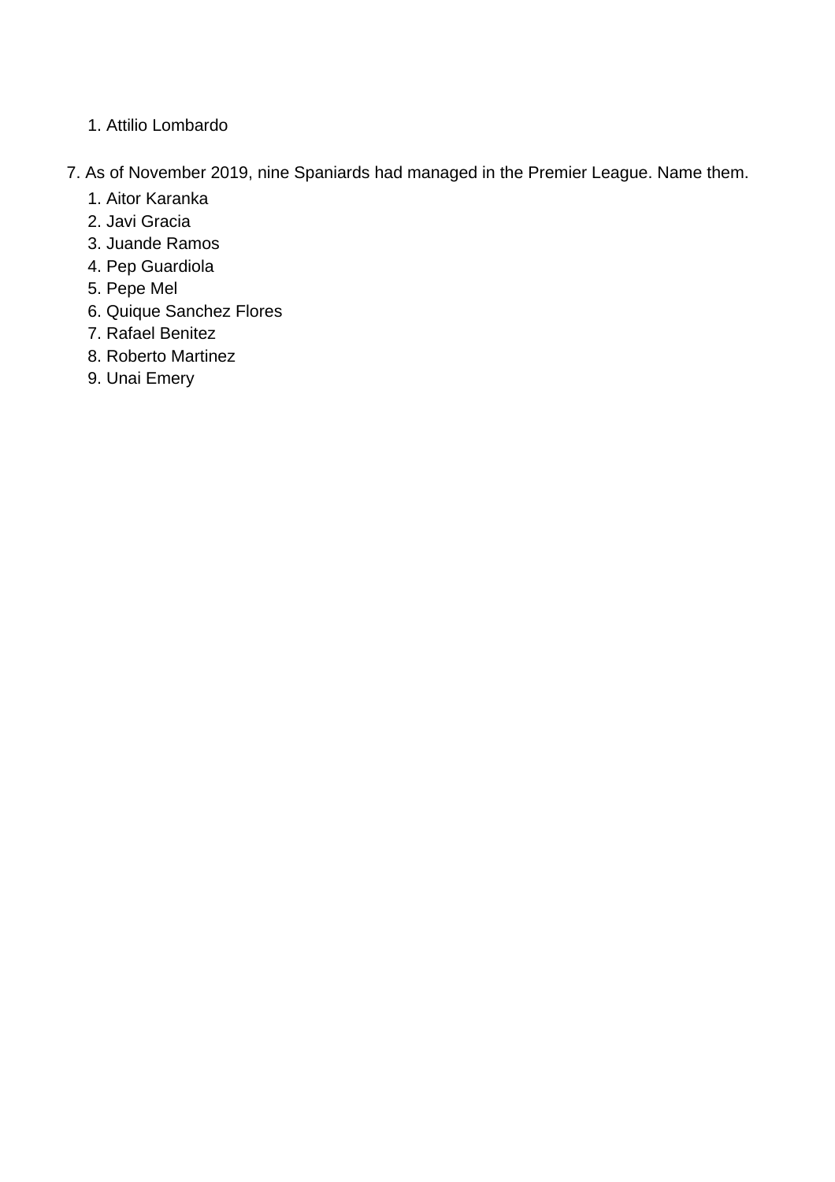1. Attilio Lombardo

7. As of November 2019, nine Spaniards had managed in the Premier League. Name them.
    1. Aitor Karanka
    2. Javi Gracia
    3. Juande Ramos
    4. Pep Guardiola
    5. Pepe Mel
    6. Quique Sanchez Flores
    7. Rafael Benitez
    8. Roberto Martinez
    9. Unai Emery